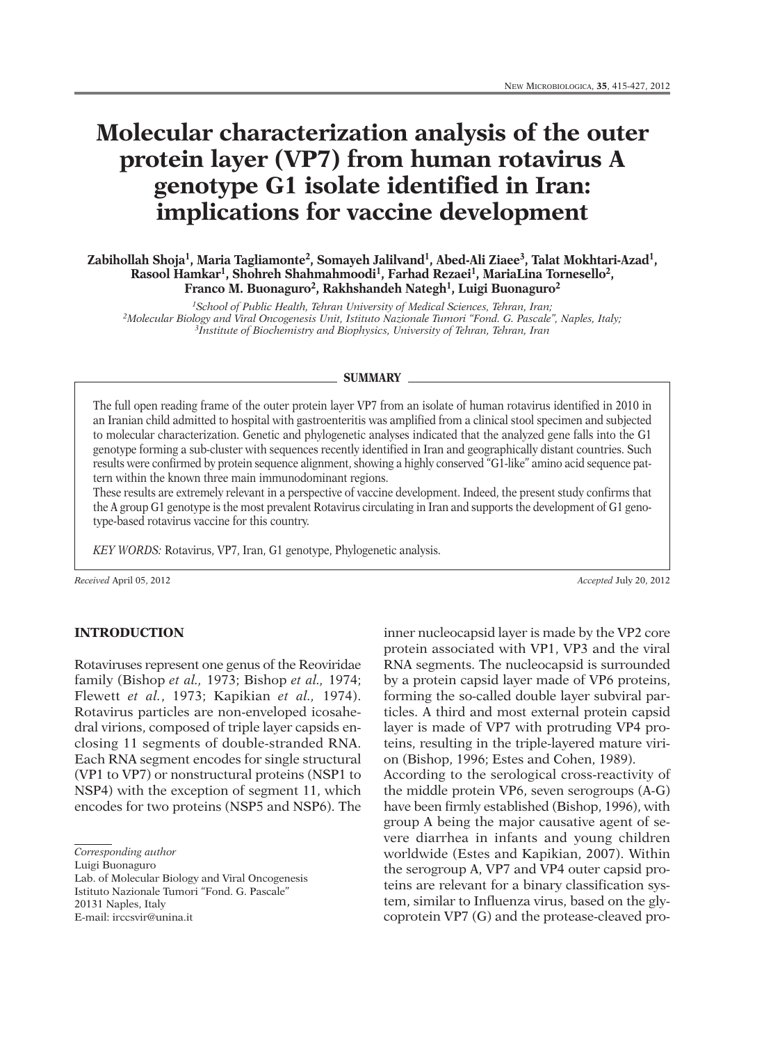# Molecular characterization analysis of the outer protein layer (VP7) from human rotavirus A genotype G1 isolate identified in Iran: implications for vaccine development

**Zabihollah Shoja[1], Maria Tagliamonte[2], Somayeh Jalilvand[1], Abed-Ali Ziaee[3], Talat Mokhtari-Azad[1], Rasool Hamkar[1], Shohreh Shahmahmoodi[1], Farhad Rezaei[1], MariaLina Tornesello[2], Franco M. Buonaguro[2], Rakhshandeh Nategh[1], Luigi Buonaguro[2]**

*[1]School of Public Health, Tehran University of Medical Sciences, Tehran, Iran;*
*[2]Molecular Biology and Viral Oncogenesis Unit, Istituto Nazionale Tumori "Fond. G. Pascale", Naples, Italy;*
*[3]Institute of Biochemistry and Biophysics, University of Tehran, Tehran, Iran*

## SUMMARY

The full open reading frame of the outer protein layer VP7 from an isolate of human rotavirus identified in 2010 in an Iranian child admitted to hospital with gastroenteritis was amplified from a clinical stool specimen and subjected to molecular characterization. Genetic and phylogenetic analyses indicated that the analyzed gene falls into the G1 genotype forming a sub-cluster with sequences recently identified in Iran and geographically distant countries. Such results were confirmed by protein sequence alignment, showing a highly conserved "G1-like" amino acid sequence pattern within the known three main immunodominant regions.

These results are extremely relevant in a perspective of vaccine development. Indeed, the present study confirms that the A group G1 genotype is the most prevalent Rotavirus circulating in Iran and supports the development of G1 genotype-based rotavirus vaccine for this country.

*KEY WORDS:* Rotavirus, VP7, Iran, G1 genotype, Phylogenetic analysis.

*Received* April 05, 2012 *Accepted* July 20, 2012

## INTRODUCTION

Rotaviruses represent one genus of the Reoviridae family (Bishop *et al.*, 1973; Bishop *et al.*, 1974; Flewett *et al.*, 1973; Kapikian *et al.*, 1974). Rotavirus particles are non-enveloped icosahedral virions, composed of triple layer capsids enclosing 11 segments of double-stranded RNA. Each RNA segment encodes for single structural (VP1 to VP7) or nonstructural proteins (NSP1 to NSP4) with the exception of segment 11, which encodes for two proteins (NSP5 and NSP6). The inner nucleocapsid layer is made by the VP2 core protein associated with VP1, VP3 and the viral RNA segments. The nucleocapsid is surrounded by a protein capsid layer made of VP6 proteins, forming the so-called double layer subviral particles. A third and most external protein capsid layer is made of VP7 with protruding VP4 proteins, resulting in the triple-layered mature virion (Bishop, 1996; Estes and Cohen, 1989).

According to the serological cross-reactivity of the middle protein VP6, seven serogroups (A-G) have been firmly established (Bishop, 1996), with group A being the major causative agent of severe diarrhea in infants and young children worldwide (Estes and Kapikian, 2007). Within the serogroup A, VP7 and VP4 outer capsid proteins are relevant for a binary classification system, similar to Influenza virus, based on the glycoprotein VP7 (G) and the protease-cleaved pro-

*Corresponding author*
Luigi Buonaguro
Lab. of Molecular Biology and Viral Oncogenesis
Istituto Nazionale Tumori "Fond. G. Pascale"
20131 Naples, Italy
E-mail: irccsvir@unina.it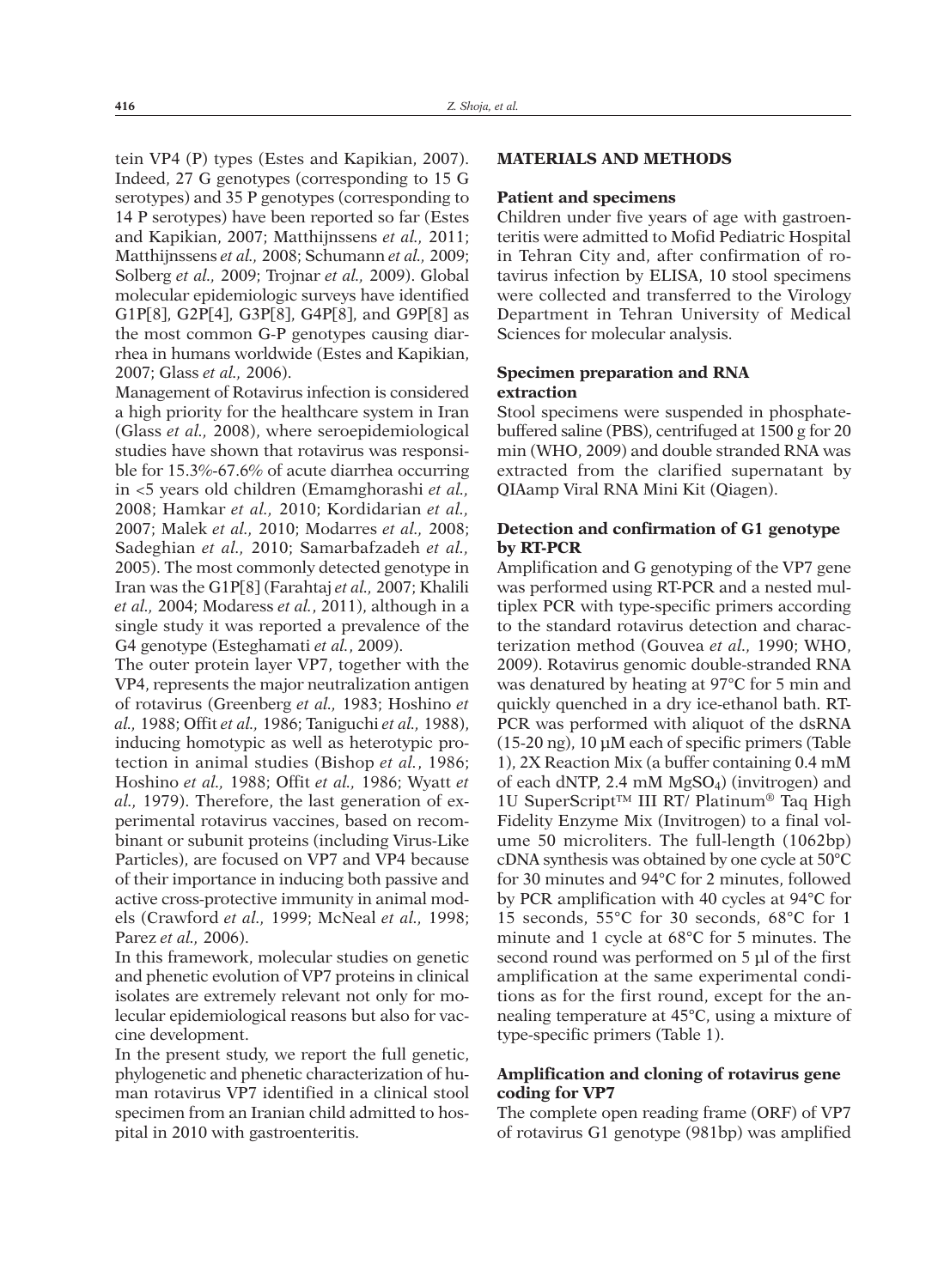tein VP4 (P) types (Estes and Kapikian, 2007). Indeed, 27 G genotypes (corresponding to 15 G serotypes) and 35 P genotypes (corresponding to 14 P serotypes) have been reported so far (Estes and Kapikian, 2007; Matthijnssens *et al.,* 2011; Matthijnssens *et al.,* 2008; Schumann *et al.,* 2009; Solberg *et al.,* 2009; Trojnar *et al.,* 2009). Global molecular epidemiologic surveys have identified G1P[8], G2P[4], G3P[8], G4P[8], and G9P[8] as the most common G-P genotypes causing diarrhea in humans worldwide (Estes and Kapikian, 2007; Glass *et al.,* 2006).

Management of Rotavirus infection is considered a high priority for the healthcare system in Iran (Glass *et al.,* 2008), where seroepidemiological studies have shown that rotavirus was responsible for 15.3%-67.6% of acute diarrhea occurring in <5 years old children (Emamghorashi *et al.,* 2008; Hamkar *et al.,* 2010; Kordidarian *et al.,* 2007; Malek *et al.,* 2010; Modarres *et al.,* 2008; Sadeghian *et al.,* 2010; Samarbafzadeh *et al.,* 2005). The most commonly detected genotype in Iran was the G1P[8] (Farahtaj *et al.,* 2007; Khalili *et al.,* 2004; Modaress *et al.*, 2011), although in a single study it was reported a prevalence of the G4 genotype (Esteghamati *et al.*, 2009).

The outer protein layer VP7, together with the VP4, represents the major neutralization antigen of rotavirus (Greenberg *et al.,* 1983; Hoshino *et al.,* 1988; Offit *et al.,* 1986; Taniguchi *et al.,* 1988), inducing homotypic as well as heterotypic protection in animal studies (Bishop *et al.*, 1986; Hoshino *et al.,* 1988; Offit *et al.,* 1986; Wyatt *et al.,* 1979). Therefore, the last generation of experimental rotavirus vaccines, based on recombinant or subunit proteins (including Virus-Like Particles), are focused on VP7 and VP4 because of their importance in inducing both passive and active cross-protective immunity in animal models (Crawford *et al.,* 1999; McNeal *et al.,* 1998; Parez *et al.,* 2006).

In this framework, molecular studies on genetic and phenetic evolution of VP7 proteins in clinical isolates are extremely relevant not only for molecular epidemiological reasons but also for vaccine development.

In the present study, we report the full genetic, phylogenetic and phenetic characterization of human rotavirus VP7 identified in a clinical stool specimen from an Iranian child admitted to hospital in 2010 with gastroenteritis.

## MATERIALS AND METHODS

### Patient and specimens

Children under five years of age with gastroenteritis were admitted to Mofid Pediatric Hospital in Tehran City and, after confirmation of rotavirus infection by ELISA, 10 stool specimens were collected and transferred to the Virology Department in Tehran University of Medical Sciences for molecular analysis.

### Specimen preparation and RNA extraction

Stool specimens were suspended in phosphate-buffered saline (PBS), centrifuged at 1500 g for 20 min (WHO, 2009) and double stranded RNA was extracted from the clarified supernatant by QIAamp Viral RNA Mini Kit (Qiagen).

### Detection and confirmation of G1 genotype by RT-PCR

Amplification and G genotyping of the VP7 gene was performed using RT-PCR and a nested multiplex PCR with type-specific primers according to the standard rotavirus detection and characterization method (Gouvea *et al.,* 1990; WHO, 2009). Rotavirus genomic double-stranded RNA was denatured by heating at 97°C for 5 min and quickly quenched in a dry ice-ethanol bath. RT-PCR was performed with aliquot of the dsRNA (15-20 ng), 10 µM each of specific primers (Table 1), 2X Reaction Mix (a buffer containing 0.4 mM of each dNTP, 2.4 mM $MgSO_4$) (invitrogen) and 1U SuperScript™ III RT/ Platinum® Taq High Fidelity Enzyme Mix (Invitrogen) to a final volume 50 microliters. The full-length (1062bp) cDNA synthesis was obtained by one cycle at 50°C for 30 minutes and 94°C for 2 minutes, followed by PCR amplification with 40 cycles at 94°C for 15 seconds, 55°C for 30 seconds, 68°C for 1 minute and 1 cycle at 68°C for 5 minutes. The second round was performed on 5 µl of the first amplification at the same experimental conditions as for the first round, except for the annealing temperature at 45°C, using a mixture of type-specific primers (Table 1).

### Amplification and cloning of rotavirus gene coding for VP7

The complete open reading frame (ORF) of VP7 of rotavirus G1 genotype (981bp) was amplified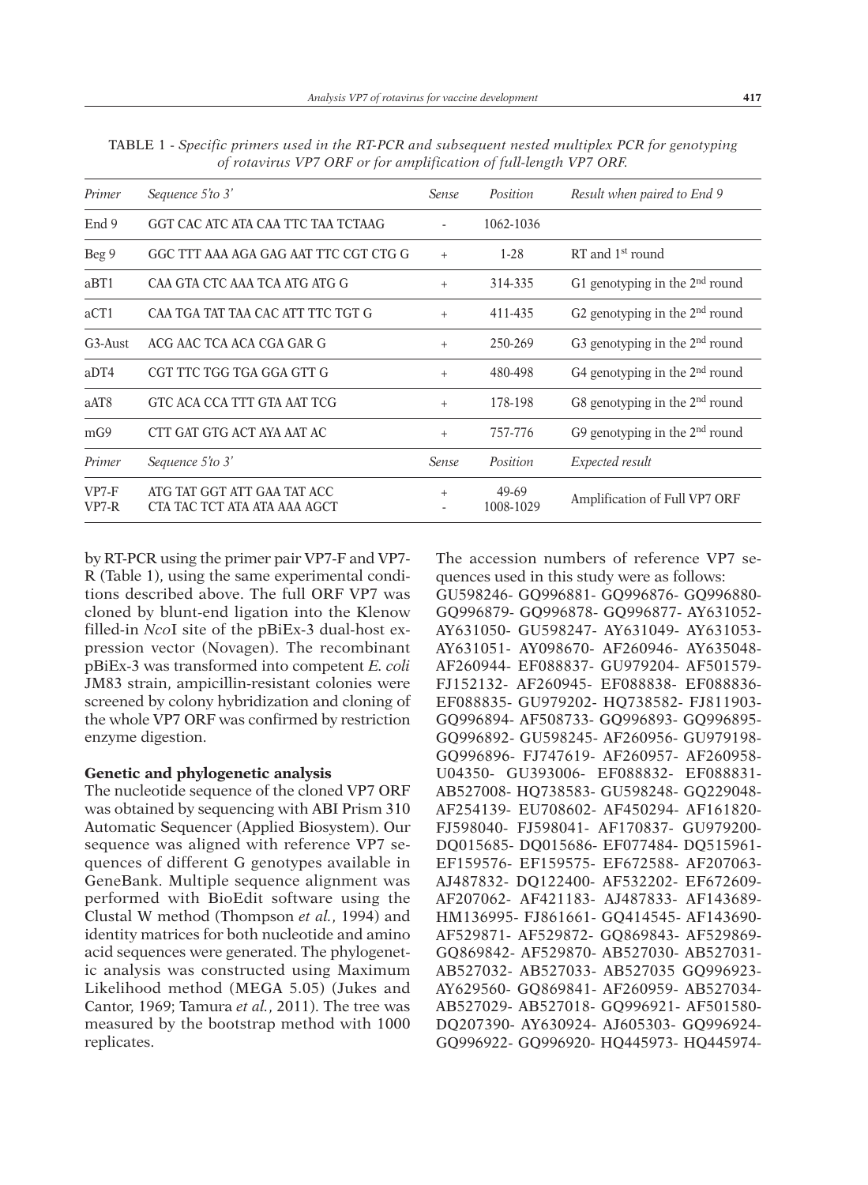TABLE 1 - *Specific primers used in the RT-PCR and subsequent nested multiplex PCR for genotyping of rotavirus VP7 ORF or for amplification of full-length VP7 ORF.*

| *Primer* | *Sequence 5'to 3'* | *Sense* | *Position* | *Result when paired to End 9* |
|---|---|---|---|---|
| End 9 | GGT CAC ATC ATA CAA TTC TAA TCTAAG | - | 1062-1036 | |
| Beg 9 | GGC TTT AAA AGA GAG AAT TTC CGT CTG G | + | 1-28 | RT and 1st round |
| aBT1 | CAA GTA CTC AAA TCA ATG ATG G | + | 314-335 | G1 genotyping in the 2nd round |
| aCT1 | CAA TGA TAT TAA CAC ATT TTC TGT G | + | 411-435 | G2 genotyping in the 2nd round |
| G3-Aust | ACG AAC TCA ACA CGA GAR G | + | 250-269 | G3 genotyping in the 2nd round |
| aDT4 | CGT TTC TGG TGA GGA GTT G | + | 480-498 | G4 genotyping in the 2nd round |
| aAT8 | GTC ACA CCA TTT GTA AAT TCG | + | 178-198 | G8 genotyping in the 2nd round |
| mG9 | CTT GAT GTG ACT AYA AAT AC | + | 757-776 | G9 genotyping in the 2nd round |
| *Primer* | *Sequence 5'to 3'* | *Sense* | *Position* | *Expected result* |
| VP7-F<br>VP7-R | ATG TAT GGT ATT GAA TAT ACC<br>CTA TAC TCT ATA ATA AAA AGCT | +<br>- | 49-69<br>1008-1029 | Amplification of Full VP7 ORF |

by RT-PCR using the primer pair VP7-F and VP7-R (Table 1), using the same experimental conditions described above. The full ORF VP7 was cloned by blunt-end ligation into the Klenow filled-in *Nco*I site of the pBiEx-3 dual-host expression vector (Novagen). The recombinant pBiEx-3 was transformed into competent *E. coli* JM83 strain, ampicillin-resistant colonies were screened by colony hybridization and cloning of the whole VP7 ORF was confirmed by restriction enzyme digestion.

**Genetic and phylogenetic analysis**

The nucleotide sequence of the cloned VP7 ORF was obtained by sequencing with ABI Prism 310 Automatic Sequencer (Applied Biosystem). Our sequence was aligned with reference VP7 sequences of different G genotypes available in GeneBank. Multiple sequence alignment was performed with BioEdit software using the Clustal W method (Thompson *et al.*, 1994) and identity matrices for both nucleotide and amino acid sequences were generated. The phylogenetic analysis was constructed using Maximum Likelihood method (MEGA 5.05) (Jukes and Cantor, 1969; Tamura *et al.*, 2011). The tree was measured by the bootstrap method with 1000 replicates.

The accession numbers of reference VP7 sequences used in this study were as follows: GU598246- GQ996881- GQ996876- GQ996880- GQ996879- GQ996878- GQ996877- AY631052- AY631050- GU598247- AY631049- AY631053- AY631051- AY098670- AF260946- AY635048- AF260944- EF088837- GU979204- AF501579- FJ152132- AF260945- EF088838- EF088836- EF088835- GU979202- HQ738582- FJ811903- GQ996894- AF508733- GQ996893- GQ996895- GQ996892- GU598245- AF260956- GU979198- GQ996896- FJ747619- AF260957- AF260958- U04350- GU393006- EF088832- EF088831- AB527008- HQ738583- GU598248- GQ229048- AF254139- EU708602- AF450294- AF161820- FJ598040- FJ598041- AF170837- GU979200- DQ015685- DQ015686- EF077484- DQ515961- EF159576- EF159575- EF672588- AF207063- AJ487832- DQ122400- AF532202- EF672609- AF207062- AF421183- AJ487833- AF143689- HM136995- FJ861661- GQ414545- AF143690- AF529871- AF529872- GQ869843- AF529869- GQ869842- AF529870- AB527030- AB527031- AB527032- AB527033- AB527035 GQ996923- AY629560- GQ869841- AF260959- AB527034- AB527029- AB527018- GQ996921- AF501580- DQ207390- AY630924- AJ605303- GQ996924- GQ996922- GQ996920- HQ445973- HQ445974-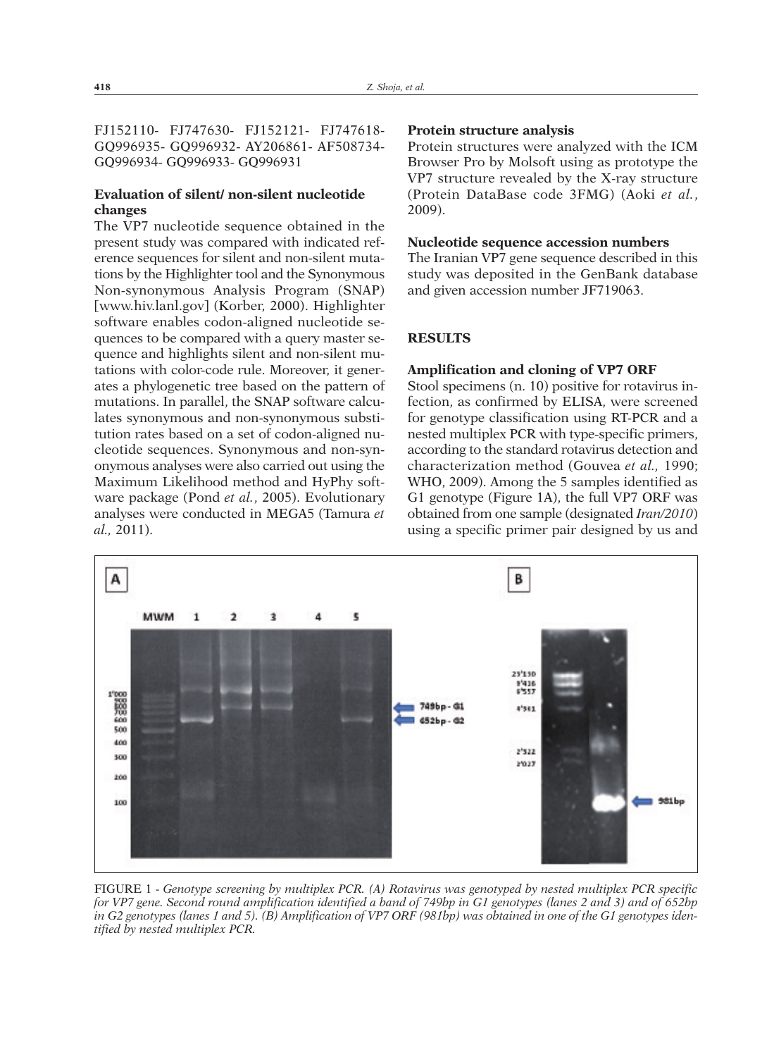FJ152110- FJ747630- FJ152121- FJ747618- GQ996935- GQ996932- AY206861- AF508734- GQ996934- GQ996933- GQ996931

### Evaluation of silent/ non-silent nucleotide changes

The VP7 nucleotide sequence obtained in the present study was compared with indicated reference sequences for silent and non-silent mutations by the Highlighter tool and the Synonymous Non-synonymous Analysis Program (SNAP) [www.hiv.lanl.gov] (Korber, 2000). Highlighter software enables codon-aligned nucleotide sequences to be compared with a query master sequence and highlights silent and non-silent mutations with color-code rule. Moreover, it generates a phylogenetic tree based on the pattern of mutations. In parallel, the SNAP software calculates synonymous and non-synonymous substitution rates based on a set of codon-aligned nucleotide sequences. Synonymous and non-synonymous analyses were also carried out using the Maximum Likelihood method and HyPhy software package (Pond *et al.*, 2005). Evolutionary analyses were conducted in MEGA5 (Tamura *et al.,* 2011).

### Protein structure analysis

Protein structures were analyzed with the ICM Browser Pro by Molsoft using as prototype the VP7 structure revealed by the X-ray structure (Protein DataBase code 3FMG) (Aoki *et al.*, 2009).

### Nucleotide sequence accession numbers

The Iranian VP7 gene sequence described in this study was deposited in the GenBank database and given accession number JF719063.

## RESULTS

### Amplification and cloning of VP7 ORF

Stool specimens (n. 10) positive for rotavirus infection, as confirmed by ELISA, were screened for genotype classification using RT-PCR and a nested multiplex PCR with type-specific primers, according to the standard rotavirus detection and characterization method (Gouvea *et al.,* 1990; WHO, 2009). Among the 5 samples identified as G1 genotype (Figure 1A), the full VP7 ORF was obtained from one sample (designated *Iran/2010*) using a specific primer pair designed by us and

FIGURE 1 - *Genotype screening by multiplex PCR. (A) Rotavirus was genotyped by nested multiplex PCR specific for VP7 gene. Second round amplification identified a band of 749bp in G1 genotypes (lanes 2 and 3) and of 652bp in G2 genotypes (lanes 1 and 5). (B) Amplification of VP7 ORF (981bp) was obtained in one of the G1 genotypes identified by nested multiplex PCR.*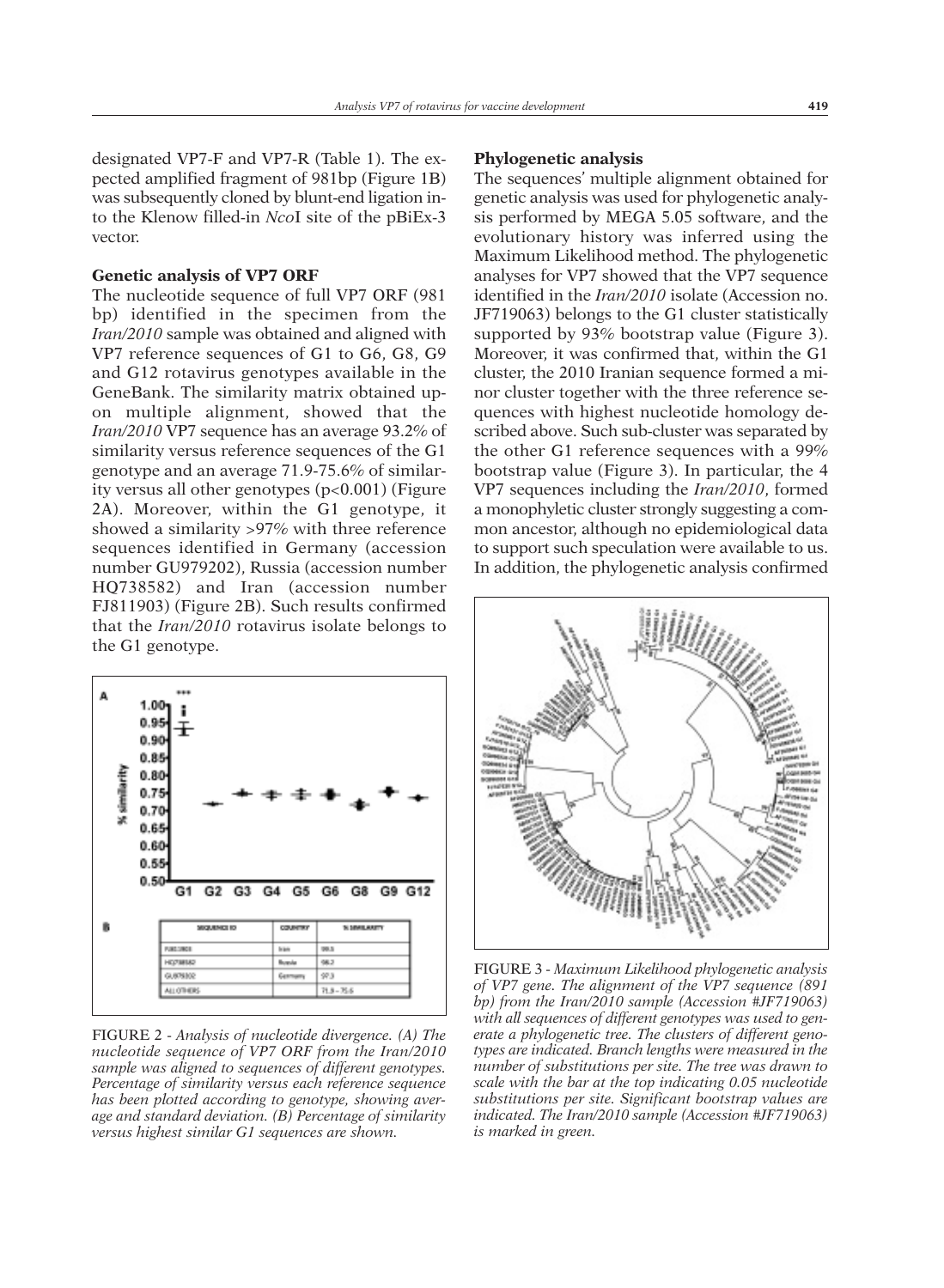designated VP7-F and VP7-R (Table 1). The expected amplified fragment of 981bp (Figure 1B) was subsequently cloned by blunt-end ligation into the Klenow filled-in *Nco*I site of the pBiEx-3 vector.

### Genetic analysis of VP7 ORF

The nucleotide sequence of full VP7 ORF (981 bp) identified in the specimen from the *Iran/2010* sample was obtained and aligned with VP7 reference sequences of G1 to G6, G8, G9 and G12 rotavirus genotypes available in the GeneBank. The similarity matrix obtained upon multiple alignment, showed that the *Iran/2010* VP7 sequence has an average 93.2% of similarity versus reference sequences of the G1 genotype and an average 71.9-75.6% of similarity versus all other genotypes ($p<0.001$) (Figure 2A). Moreover, within the G1 genotype, it showed a similarity >97% with three reference sequences identified in Germany (accession number GU979202), Russia (accession number HQ738582) and Iran (accession number FJ811903) (Figure 2B). Such results confirmed that the *Iran/2010* rotavirus isolate belongs to the G1 genotype.

| SEQUENCE ID | COUNTRY | % SIMILARITY |
|---|---|---|
| FJ811903 | Iran | 99.5 |
| HQ738582 | Russia | 98.2 |
| GU979202 | Germany | 97.3 |
| ALL OTHERS | | 71.9 - 75.6 |

FIGURE 2 - *Analysis of nucleotide divergence. (A) The nucleotide sequence of VP7 ORF from the Iran/2010 sample was aligned to sequences of different genotypes. Percentage of similarity versus each reference sequence has been plotted according to genotype, showing average and standard deviation. (B) Percentage of similarity versus highest similar G1 sequences are shown.*

### Phylogenetic analysis

The sequences' multiple alignment obtained for genetic analysis was used for phylogenetic analysis performed by MEGA 5.05 software, and the evolutionary history was inferred using the Maximum Likelihood method. The phylogenetic analyses for VP7 showed that the VP7 sequence identified in the *Iran/2010* isolate (Accession no. JF719063) belongs to the G1 cluster statistically supported by 93% bootstrap value (Figure 3). Moreover, it was confirmed that, within the G1 cluster, the 2010 Iranian sequence formed a minor cluster together with the three reference sequences with highest nucleotide homology described above. Such sub-cluster was separated by the other G1 reference sequences with a 99% bootstrap value (Figure 3). In particular, the 4 VP7 sequences including the *Iran/2010*, formed a monophyletic cluster strongly suggesting a common ancestor, although no epidemiological data to support such speculation were available to us. In addition, the phylogenetic analysis confirmed

FIGURE 3 - *Maximum Likelihood phylogenetic analysis of VP7 gene. The alignment of the VP7 sequence (891 bp) from the Iran/2010 sample (Accession #JF719063) with all sequences of different genotypes was used to generate a phylogenetic tree. The clusters of different genotypes are indicated. Branch lengths were measured in the number of substitutions per site. The tree was drawn to scale with the bar at the top indicating 0.05 nucleotide substitutions per site. Significant bootstrap values are indicated. The Iran/2010 sample (Accession #JF719063) is marked in green.*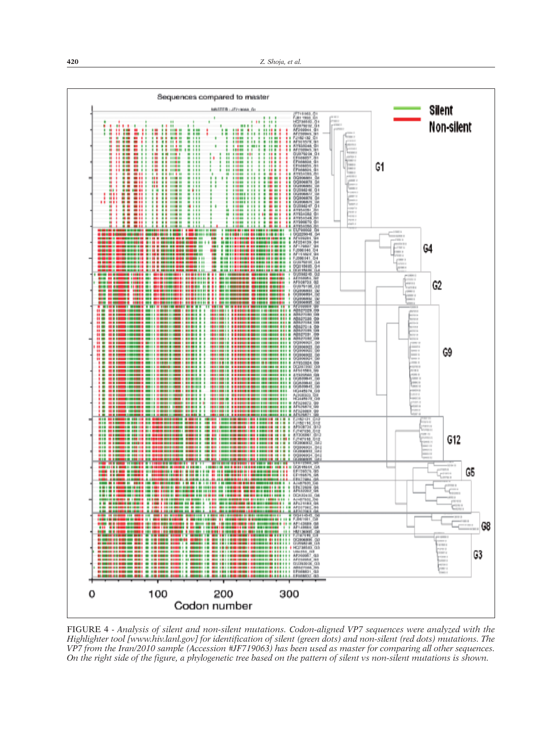FIGURE 4 - *Analysis of silent and non-silent mutations. Codon-aligned VP7 sequences were analyzed with the Highlighter tool [www.hiv.lanl.gov] for identification of silent (green dots) and non-silent (red dots) mutations. The VP7 from the Iran/2010 sample (Accession #JF719063) has been used as master for comparing all other sequences. On the right side of the figure, a phylogenetic tree based on the pattern of silent vs non-silent mutations is shown.*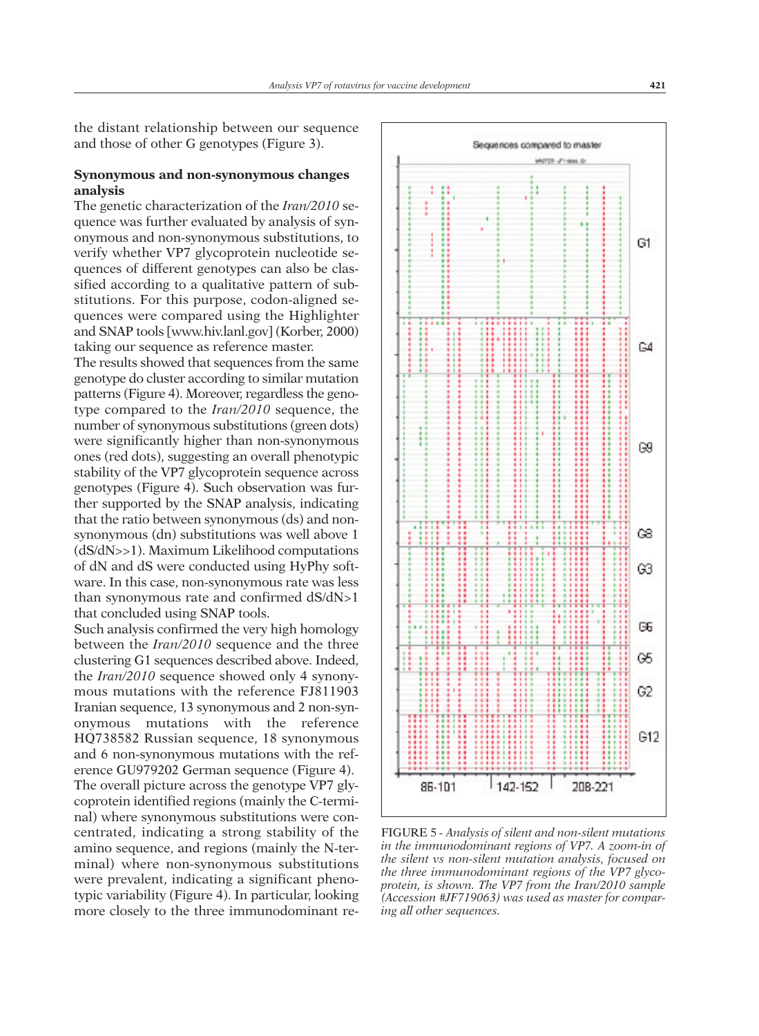the distant relationship between our sequence and those of other G genotypes (Figure 3).

### Synonymous and non-synonymous changes analysis

The genetic characterization of the *Iran/2010* sequence was further evaluated by analysis of synonymous and non-synonymous substitutions, to verify whether VP7 glycoprotein nucleotide sequences of different genotypes can also be classified according to a qualitative pattern of substitutions. For this purpose, codon-aligned sequences were compared using the Highlighter and SNAP tools [www.hiv.lanl.gov] (Korber, 2000) taking our sequence as reference master.

The results showed that sequences from the same genotype do cluster according to similar mutation patterns (Figure 4). Moreover, regardless the genotype compared to the *Iran/2010* sequence, the number of synonymous substitutions (green dots) were significantly higher than non-synonymous ones (red dots), suggesting an overall phenotypic stability of the VP7 glycoprotein sequence across genotypes (Figure 4). Such observation was further supported by the SNAP analysis, indicating that the ratio between synonymous (ds) and non-synonymous (dn) substitutions was well above 1 (dS/dN>>1). Maximum Likelihood computations of dN and dS were conducted using HyPhy software. In this case, non-synonymous rate was less than synonymous rate and confirmed dS/dN>1 that concluded using SNAP tools.

Such analysis confirmed the very high homology between the *Iran/2010* sequence and the three clustering G1 sequences described above. Indeed, the *Iran/2010* sequence showed only 4 synonymous mutations with the reference FJ811903 Iranian sequence, 13 synonymous and 2 non-synonymous mutations with the reference HQ738582 Russian sequence, 18 synonymous and 6 non-synonymous mutations with the reference GU979202 German sequence (Figure 4).

The overall picture across the genotype VP7 glycoprotein identified regions (mainly the C-terminal) where synonymous substitutions were concentrated, indicating a strong stability of the amino sequence, and regions (mainly the N-terminal) where non-synonymous substitutions were prevalent, indicating a significant phenotypic variability (Figure 4). In particular, looking more closely to the three immunodominant re-

FIGURE 5 - *Analysis of silent and non-silent mutations in the immunodominant regions of VP7. A zoom-in of the silent vs non-silent mutation analysis, focused on the three immunodominant regions of the VP7 glycoprotein, is shown. The VP7 from the Iran/2010 sample (Accession #JF719063) was used as master for comparing all other sequences.*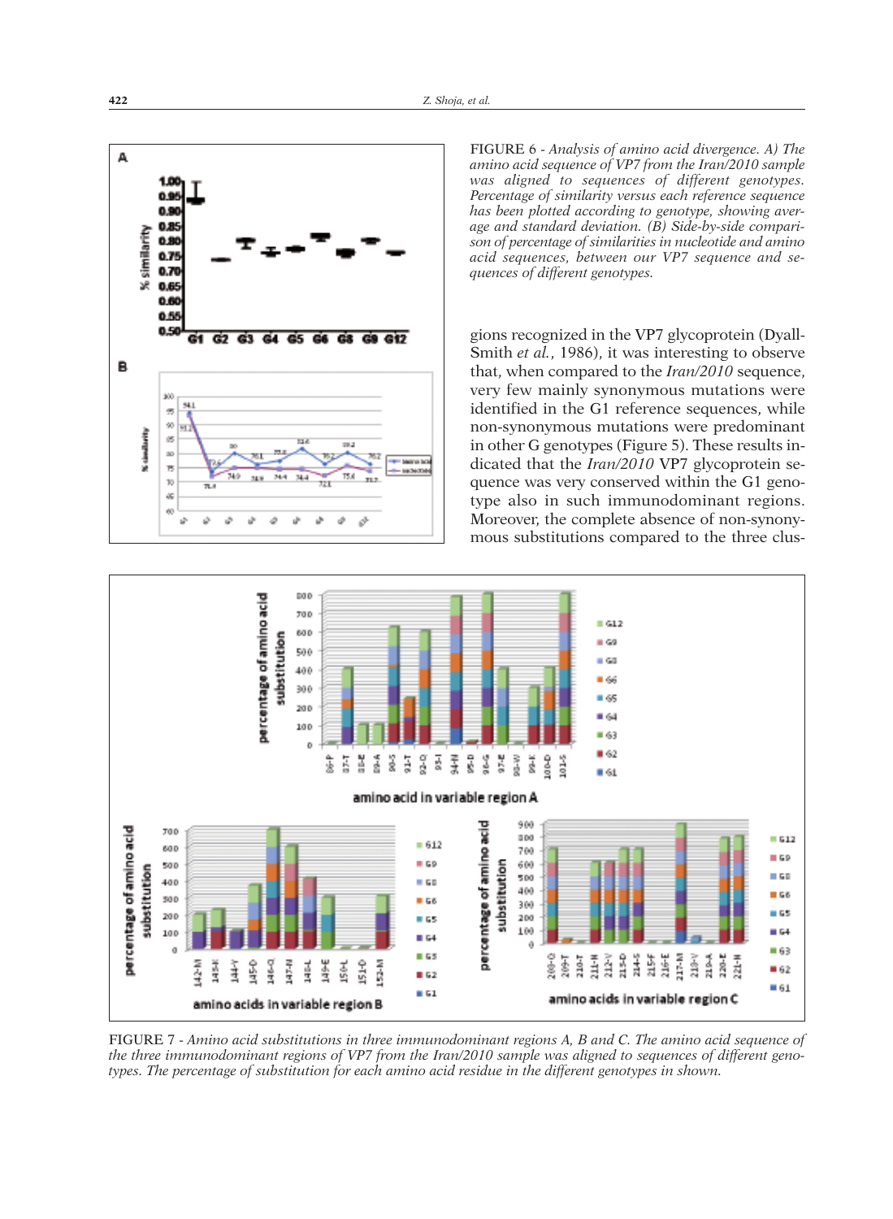FIGURE 6 - *Analysis of amino acid divergence. A) The amino acid sequence of VP7 from the Iran/2010 sample was aligned to sequences of different genotypes. Percentage of similarity versus each reference sequence has been plotted according to genotype, showing average and standard deviation. (B) Side-by-side comparison of percentage of similarities in nucleotide and amino acid sequences, between our VP7 sequence and sequences of different genotypes.*

gions recognized in the VP7 glycoprotein (Dyall-Smith *et al.*, 1986), it was interesting to observe that, when compared to the *Iran/2010* sequence, very few mainly synonymous mutations were identified in the G1 reference sequences, while non-synonymous mutations were predominant in other G genotypes (Figure 5). These results indicated that the *Iran/2010* VP7 glycoprotein sequence was very conserved within the G1 genotype also in such immunodominant regions. Moreover, the complete absence of non-synonymous substitutions compared to the three clus-

FIGURE 7 - *Amino acid substitutions in three immunodominant regions A, B and C. The amino acid sequence of the three immunodominant regions of VP7 from the Iran/2010 sample was aligned to sequences of different genotypes. The percentage of substitution for each amino acid residue in the different genotypes in shown.*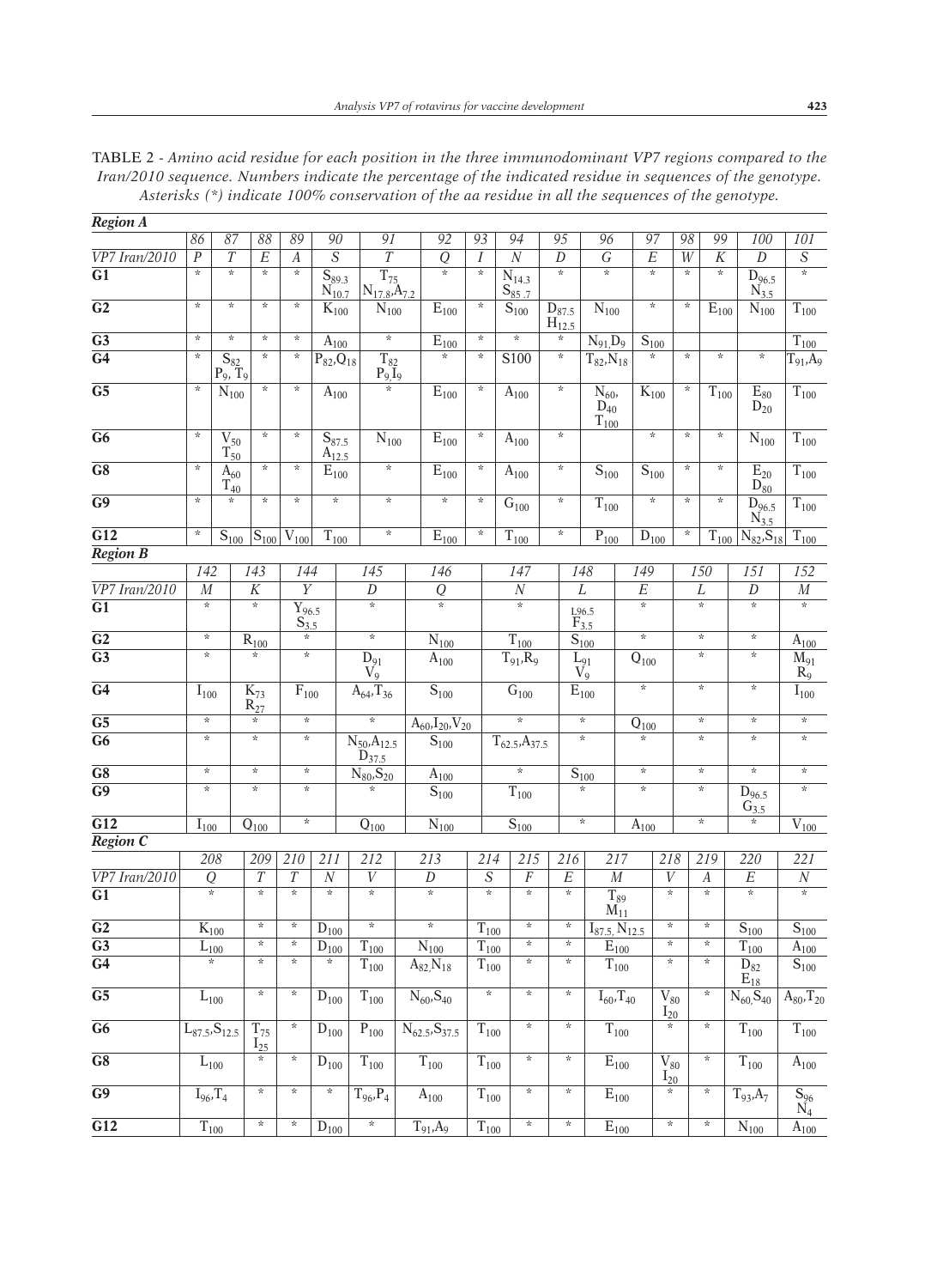TABLE 2 - *Amino acid residue for each position in the three immunodominant VP7 regions compared to the Iran/2010 sequence. Numbers indicate the percentage of the indicated residue in sequences of the genotype. Asterisks (*) indicate 100% conservation of the aa residue in all the sequences of the genotype.*

***Region A***

| | 86 | 87 | 88 | 89 | 90 | 91 | 92 | 93 | 94 | 95 | 96 | 97 | 98 | 99 | 100 | 101 |
|---|---|---|---|---|---|---|---|---|---|---|---|---|---|---|---|---|
| VP7 Iran/2010 | *P* | *T* | *E* | *A* | *S* | *T* | *Q* | *I* | *N* | *D* | *G* | *E* | *W* | *K* | *D* | *S* |
| **G1** | * | * | * | * | $S_{89.3}$ $N_{10.7}$ | $T_{75}$ $N_{17.8}$,$A_{7.2}$ | * | * | $N_{14.3}$ $S_{85.7}$ | * | * | * | * | * | $D_{96.5}$ $N_{3.5}$ | * |
| **G2** | * | * | * | * | $K_{100}$ | $N_{100}$ | $E_{100}$ | * | $S_{100}$ | $D_{87.5}$ $H_{12.5}$ | $N_{100}$ | * | * | $E_{100}$ | $N_{100}$ | $T_{100}$ |
| **G3** | * | * | * | * | $A_{100}$ | * | $E_{100}$ | * | * | * | $N_{91}$,$D_{9}$ | $S_{100}$ | | | | $T_{100}$ |
| **G4** | * | $S_{82}$ $P_{9}$, $T_{9}$ | * | * | $P_{82}$,$Q_{18}$ | $T_{82}$ $P_{9}$,$I_{9}$ | * | * | S100 | * | $T_{82}$,$N_{18}$ | * | * | * | * | $T_{91}$,$A_{9}$ |
| **G5** | * | $N_{100}$ | * | * | $A_{100}$ | * | $E_{100}$ | * | $A_{100}$ | * | $N_{60}$, $D_{40}$ $T_{100}$ | $K_{100}$ | * | $T_{100}$ | $E_{80}$ $D_{20}$ | $T_{100}$ |
| **G6** | * | $V_{50}$ $T_{50}$ | * | * | $S_{87.5}$ $A_{12.5}$ | $N_{100}$ | $E_{100}$ | * | $A_{100}$ | * | | * | * | * | $N_{100}$ | $T_{100}$ |
| **G8** | * | $A_{60}$ $T_{40}$ | * | * | $E_{100}$ | * | $E_{100}$ | * | $A_{100}$ | * | $S_{100}$ | $S_{100}$ | * | * | $E_{20}$ $D_{80}$ | $T_{100}$ |
| **G9** | * | * | * | * | * | * | * | * | $G_{100}$ | * | $T_{100}$ | * | * | * | $D_{96.5}$ $N_{3.5}$ | $T_{100}$ |
| **G12** | * | $S_{100}$ | $S_{100}$ | $V_{100}$ | $T_{100}$ | * | $E_{100}$ | * | $T_{100}$ | * | $P_{100}$ | $D_{100}$ | * | $T_{100}$ | $N_{82}$,$S_{18}$ | $T_{100}$ |

***Region B***

| | 142 | 143 | 144 | 145 | 146 | 147 | 148 | 149 | 150 | 151 | 152 |
|---|---|---|---|---|---|---|---|---|---|---|---|
| VP7 Iran/2010 | *M* | *K* | *Y* | *D* | *Q* | *N* | *L* | *E* | *L* | *D* | *M* |
| **G1** | * | * | $Y_{96.5}$ $S_{3.5}$ | * | * | * | $L_{96.5}$ $F_{3.5}$ | * | * | * | * |
| **G2** | * | $R_{100}$ | * | * | $N_{100}$ | $T_{100}$ | $S_{100}$ | * | * | * | $A_{100}$ |
| **G3** | * | * | * | $D_{91}$ $V_{9}$ | $A_{100}$ | $T_{91}$,$R_{9}$ | $L_{91}$ $V_{9}$ | $Q_{100}$ | * | * | $M_{91}$ $R_{9}$ |
| **G4** | $I_{100}$ | $K_{73}$ $R_{27}$ | $F_{100}$ | $A_{64}$,$T_{36}$ | $S_{100}$ | $G_{100}$ | $E_{100}$ | * | * | * | $I_{100}$ |
| **G5** | * | * | * | * | $A_{60}$,$I_{20}$,$V_{20}$ | * | * | $Q_{100}$ | * | * | * |
| **G6** | * | * | * | $N_{50}$,$A_{12.5}$ $D_{37.5}$ | $S_{100}$ | $T_{62.5}$,$A_{37.5}$ | * | * | * | * | * |
| **G8** | * | * | * | $N_{80}$,$S_{20}$ | $A_{100}$ | * | $S_{100}$ | * | * | * | * |
| **G9** | * | * | * | * | $S_{100}$ | $T_{100}$ | * | * | * | $D_{96.5}$ $G_{3.5}$ | * |
| **G12** | $I_{100}$ | $Q_{100}$ | * | $Q_{100}$ | $N_{100}$ | $S_{100}$ | * | $A_{100}$ | * | * | $V_{100}$ |

***Region C***

| | 208 | 209 | 210 | 211 | 212 | 213 | 214 | 215 | 216 | 217 | 218 | 219 | 220 | 221 |
|---|---|---|---|---|---|---|---|---|---|---|---|---|---|---|
| VP7 Iran/2010 | *Q* | *T* | *T* | *N* | *V* | *D* | *S* | *F* | *E* | *M* | *V* | *A* | *E* | *N* |
| **G1** | * | * | * | * | * | * | * | * | * | $T_{89}$ $M_{11}$ | * | * | * | * |
| **G2** | $K_{100}$ | * | * | $D_{100}$ | * | * | $T_{100}$ | * | * | $I_{87.5}$, $N_{12.5}$ | * | * | $S_{100}$ | $S_{100}$ |
| **G3** | $L_{100}$ | * | * | $D_{100}$ | $T_{100}$ | $N_{100}$ | $T_{100}$ | * | * | $E_{100}$ | * | * | $T_{100}$ | $A_{100}$ |
| **G4** | * | * | * | * | $T_{100}$ | $A_{82}$,$N_{18}$ | $T_{100}$ | * | * | $T_{100}$ | * | * | $D_{82}$ $E_{18}$ | $S_{100}$ |
| **G5** | $L_{100}$ | * | * | $D_{100}$ | $T_{100}$ | $N_{60}$,$S_{40}$ | * | * | * | $I_{60}$,$T_{40}$ | $V_{80}$ $I_{20}$ | * | $N_{60}$,$S_{40}$ | $A_{80}$,$T_{20}$ |
| **G6** | $L_{87.5}$,$S_{12.5}$ | $T_{75}$ $I_{25}$ | * | $D_{100}$ | $P_{100}$ | $N_{62.5}$,$S_{37.5}$ | $T_{100}$ | * | * | $T_{100}$ | * | * | $T_{100}$ | $T_{100}$ |
| **G8** | $L_{100}$ | * | * | $D_{100}$ | $T_{100}$ | $T_{100}$ | $T_{100}$ | * | * | $E_{100}$ | $V_{80}$ $I_{20}$ | * | $T_{100}$ | $A_{100}$ |
| **G9** | $I_{96}$,$T_{4}$ | * | * | * | $T_{96}$,$P_{4}$ | $A_{100}$ | $T_{100}$ | * | * | $E_{100}$ | * | * | $T_{93}$,$A_{7}$ | $S_{96}$ $N_{4}$ |
| **G12** | $T_{100}$ | * | * | $D_{100}$ | * | $T_{91}$,$A_{9}$ | $T_{100}$ | * | * | $E_{100}$ | * | * | $N_{100}$ | $A_{100}$ |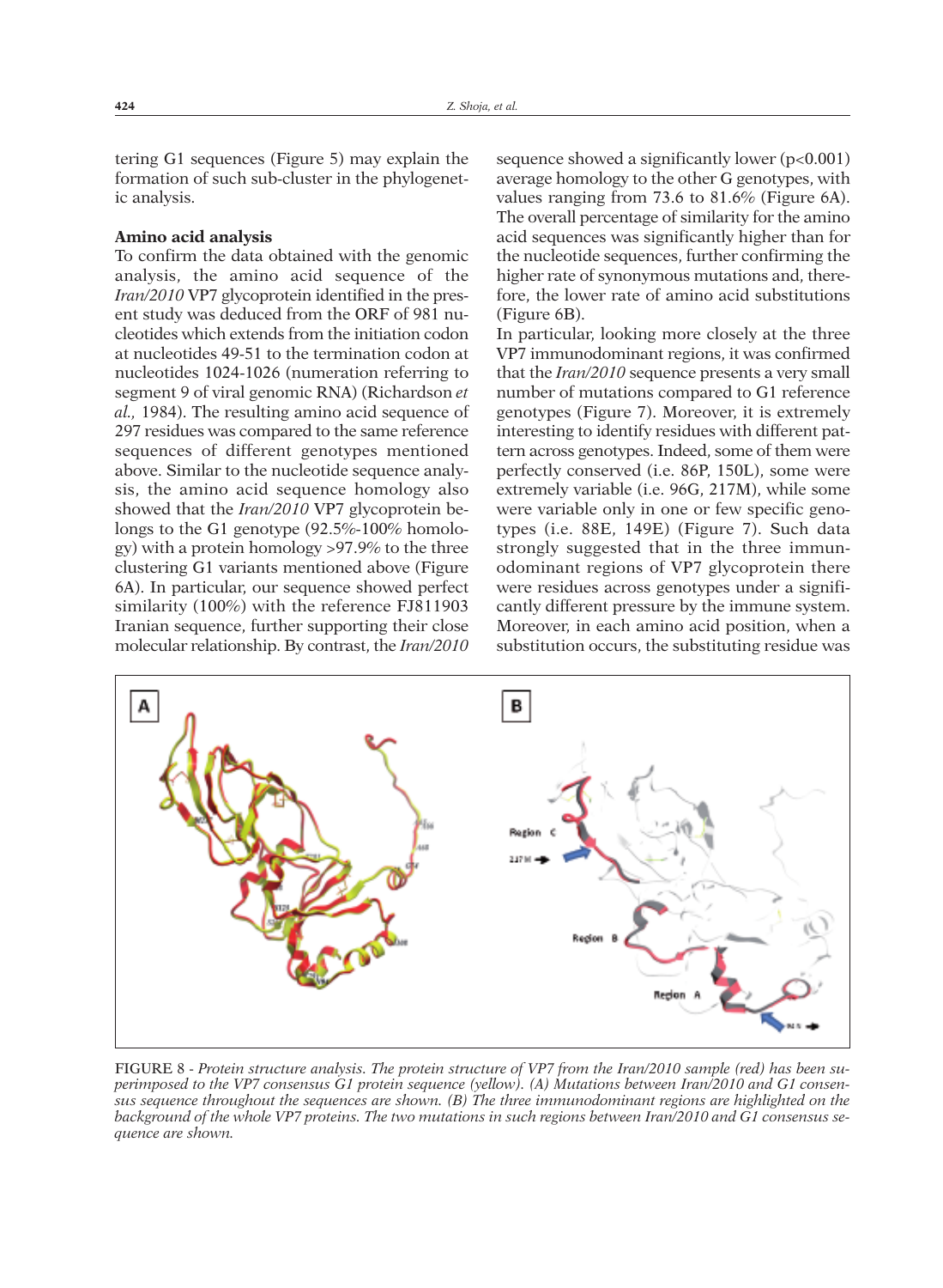tering G1 sequences (Figure 5) may explain the formation of such sub-cluster in the phylogenetic analysis.

**Amino acid analysis**

To confirm the data obtained with the genomic analysis, the amino acid sequence of the *Iran/2010* VP7 glycoprotein identified in the present study was deduced from the ORF of 981 nucleotides which extends from the initiation codon at nucleotides 49-51 to the termination codon at nucleotides 1024-1026 (numeration referring to segment 9 of viral genomic RNA) (Richardson *et al.*, 1984). The resulting amino acid sequence of 297 residues was compared to the same reference sequences of different genotypes mentioned above. Similar to the nucleotide sequence analysis, the amino acid sequence homology also showed that the *Iran/2010* VP7 glycoprotein belongs to the G1 genotype (92.5%-100% homology) with a protein homology >97.9% to the three clustering G1 variants mentioned above (Figure 6A). In particular, our sequence showed perfect similarity (100%) with the reference FJ811903 Iranian sequence, further supporting their close molecular relationship. By contrast, the *Iran/2010* sequence showed a significantly lower ($p<0.001$) average homology to the other G genotypes, with values ranging from 73.6 to 81.6% (Figure 6A). The overall percentage of similarity for the amino acid sequences was significantly higher than for the nucleotide sequences, further confirming the higher rate of synonymous mutations and, therefore, the lower rate of amino acid substitutions (Figure 6B).

In particular, looking more closely at the three VP7 immunodominant regions, it was confirmed that the *Iran/2010* sequence presents a very small number of mutations compared to G1 reference genotypes (Figure 7). Moreover, it is extremely interesting to identify residues with different pattern across genotypes. Indeed, some of them were perfectly conserved (i.e. 86P, 150L), some were extremely variable (i.e. 96G, 217M), while some were variable only in one or few specific genotypes (i.e. 88E, 149E) (Figure 7). Such data strongly suggested that in the three immunodominant regions of VP7 glycoprotein there were residues across genotypes under a significantly different pressure by the immune system. Moreover, in each amino acid position, when a substitution occurs, the substituting residue was

FIGURE 8 - *Protein structure analysis. The protein structure of VP7 from the Iran/2010 sample (red) has been superimposed to the VP7 consensus G1 protein sequence (yellow). (A) Mutations between Iran/2010 and G1 consensus sequence throughout the sequences are shown. (B) The three immunodominant regions are highlighted on the background of the whole VP7 proteins. The two mutations in such regions between Iran/2010 and G1 consensus sequence are shown.*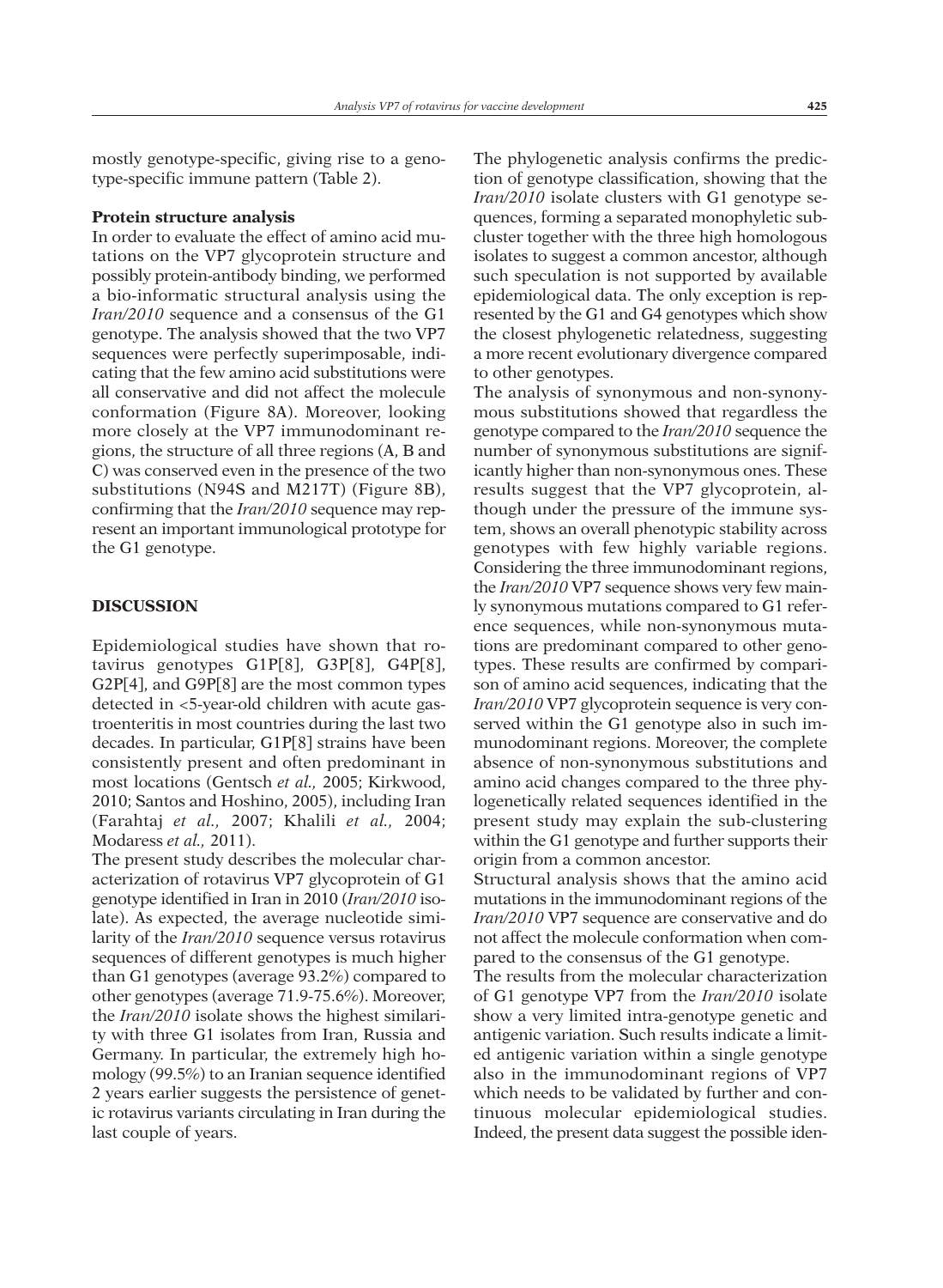mostly genotype-specific, giving rise to a genotype-specific immune pattern (Table 2).

**Protein structure analysis**

In order to evaluate the effect of amino acid mutations on the VP7 glycoprotein structure and possibly protein-antibody binding, we performed a bio-informatic structural analysis using the *Iran/2010* sequence and a consensus of the G1 genotype. The analysis showed that the two VP7 sequences were perfectly superimposable, indicating that the few amino acid substitutions were all conservative and did not affect the molecule conformation (Figure 8A). Moreover, looking more closely at the VP7 immunodominant regions, the structure of all three regions (A, B and C) was conserved even in the presence of the two substitutions (N94S and M217T) (Figure 8B), confirming that the *Iran/2010* sequence may represent an important immunological prototype for the G1 genotype.

## DISCUSSION

Epidemiological studies have shown that rotavirus genotypes G1P[8], G3P[8], G4P[8], G2P[4], and G9P[8] are the most common types detected in <5-year-old children with acute gastroenteritis in most countries during the last two decades. In particular, G1P[8] strains have been consistently present and often predominant in most locations (Gentsch *et al.*, 2005; Kirkwood, 2010; Santos and Hoshino, 2005), including Iran (Farahtaj *et al.*, 2007; Khalili *et al.*, 2004; Modaress *et al.*, 2011).

The present study describes the molecular characterization of rotavirus VP7 glycoprotein of G1 genotype identified in Iran in 2010 (*Iran/2010* isolate). As expected, the average nucleotide similarity of the *Iran/2010* sequence versus rotavirus sequences of different genotypes is much higher than G1 genotypes (average 93.2%) compared to other genotypes (average 71.9-75.6%). Moreover, the *Iran/2010* isolate shows the highest similarity with three G1 isolates from Iran, Russia and Germany. In particular, the extremely high homology (99.5%) to an Iranian sequence identified 2 years earlier suggests the persistence of genetic rotavirus variants circulating in Iran during the last couple of years.

The phylogenetic analysis confirms the prediction of genotype classification, showing that the *Iran/2010* isolate clusters with G1 genotype sequences, forming a separated monophyletic subcluster together with the three high homologous isolates to suggest a common ancestor, although such speculation is not supported by available epidemiological data. The only exception is represented by the G1 and G4 genotypes which show the closest phylogenetic relatedness, suggesting a more recent evolutionary divergence compared to other genotypes.

The analysis of synonymous and non-synonymous substitutions showed that regardless the genotype compared to the *Iran/2010* sequence the number of synonymous substitutions are significantly higher than non-synonymous ones. These results suggest that the VP7 glycoprotein, although under the pressure of the immune system, shows an overall phenotypic stability across genotypes with few highly variable regions. Considering the three immunodominant regions, the *Iran/2010* VP7 sequence shows very few mainly synonymous mutations compared to G1 reference sequences, while non-synonymous mutations are predominant compared to other genotypes. These results are confirmed by comparison of amino acid sequences, indicating that the *Iran/2010* VP7 glycoprotein sequence is very conserved within the G1 genotype also in such immunodominant regions. Moreover, the complete absence of non-synonymous substitutions and amino acid changes compared to the three phylogenetically related sequences identified in the present study may explain the sub-clustering within the G1 genotype and further supports their origin from a common ancestor.

Structural analysis shows that the amino acid mutations in the immunodominant regions of the *Iran/2010* VP7 sequence are conservative and do not affect the molecule conformation when compared to the consensus of the G1 genotype.

The results from the molecular characterization of G1 genotype VP7 from the *Iran/2010* isolate show a very limited intra-genotype genetic and antigenic variation. Such results indicate a limited antigenic variation within a single genotype also in the immunodominant regions of VP7 which needs to be validated by further and continuous molecular epidemiological studies. Indeed, the present data suggest the possible iden-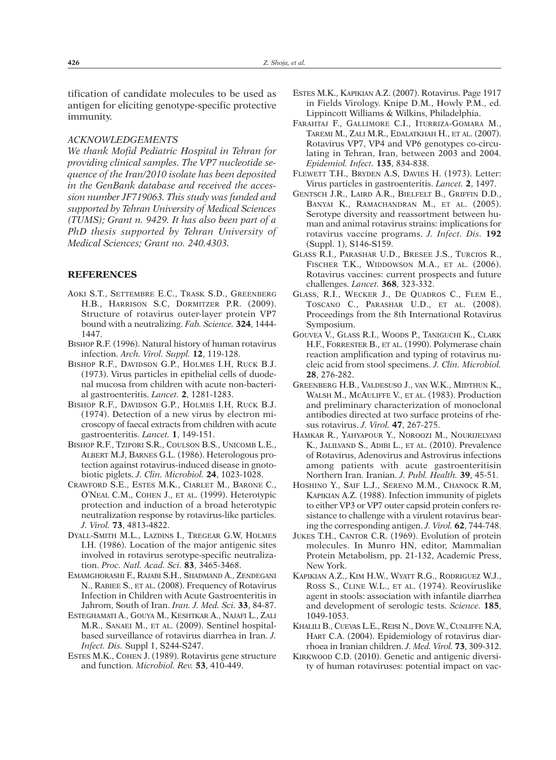tification of candidate molecules to be used as antigen for eliciting genotype-specific protective immunity.

### ACKNOWLEDGEMENTS

*We thank Mofid Pediatric Hospital in Tehran for providing clinical samples. The VP7 nucleotide sequence of the Iran/2010 isolate has been deposited in the GenBank database and received the accession number JF719063. This study was funded and supported by Tehran University of Medical Sciences (TUMS); Grant n. 9429. It has also been part of a PhD thesis supported by Tehran University of Medical Sciences; Grant no. 240.4303.*

## REFERENCES

AOKI S.T., SETTEMBRE E.C., TRASK S.D., GREENBERG H.B., HARRISON S.C, DORMITZER P.R. (2009). Structure of rotavirus outer-layer protein VP7 bound with a neutralizing. *Fab. Science.* **324**, 1444-1447.

BISHOP R.F. (1996). Natural history of human rotavirus infection. *Arch. Virol. Suppl.* **12**, 119-128.

BISHOP R.F., DAVIDSON G.P., HOLMES I.H, RUCK B.J. (1973). Virus particles in epithelial cells of duodenal mucosa from children with acute non-bacterial gastroenteritis. *Lancet.* **2**, 1281-1283.

BISHOP R.F., DAVIDSON G.P., HOLMES I.H, RUCK B.J. (1974). Detection of a new virus by electron microscopy of faecal extracts from children with acute gastroenteritis. *Lancet.* **1**, 149-151.

BISHOP R.F., TZIPORI S.R., COULSON B.S., UNICOMB L.E., ALBERT M.J, BARNES G.L. (1986). Heterologous protection against rotavirus-induced disease in gnotobiotic piglets. *J. Clin. Microbiol.* **24**, 1023-1028.

CRAWFORD S.E., ESTES M.K., CIARLET M., BARONE C., O'NEAL C.M., COHEN J., ET AL. (1999). Heterotypic protection and induction of a broad heterotypic neutralization response by rotavirus-like particles. *J. Virol.* **73**, 4813-4822.

DYALL-SMITH M.L., LAZDINS I., TREGEAR G.W, HOLMES I.H. (1986). Location of the major antigenic sites involved in rotavirus serotype-specific neutralization. *Proc. Natl. Acad. Sci.* **83**, 3465-3468.

EMAMGHORASHI F., RAJABI S.H., SHADMAND A., ZENDEGANI N., RABIEE S., ET AL. (2008). Frequency of Rotavirus Infection in Children with Acute Gastroenteritis in Jahrom, South of Iran. *Iran. J. Med. Sci.* **33**, 84-87.

ESTEGHAMATI A., GOUYA M., KESHTKAR A., NAJAFI L., ZALI M.R., SANAEI M., ET AL. (2009). Sentinel hospital-based surveillance of rotavirus diarrhea in Iran. *J. Infect. Dis.* Suppl 1, S244-S247.

ESTES M.K., COHEN J. (1989). Rotavirus gene structure and function. *Microbiol. Rev.* **53**, 410-449.

ESTES M.K., KAPIKIAN A.Z. (2007). Rotavirus. Page 1917 in Fields Virology. Knipe D.M., Howly P.M., ed. Lippincott Williams & Wilkins, Philadelphia.

FARAHTAJ F., GALLIMORE C.I., ITURRIZA-GOMARA M., TAREMI M., ZALI M.R., EDALATKHAH H., ET AL. (2007). Rotavirus VP7, VP4 and VP6 genotypes co-circulating in Tehran, Iran, between 2003 and 2004. *Epidemiol. Infect.* **135**, 834-838.

FLEWETT T.H., BRYDEN A.S, DAVIES H. (1973). Letter: Virus particles in gastroenteritis. *Lancet.* **2**, 1497.

GENTSCH J.R., LAIRD A.R., BIELFELT B., GRIFFIN D.D., BANYAI K., RAMACHANDRAN M., ET AL. (2005). Serotype diversity and reassortment between human and animal rotavirus strains: implications for rotavirus vaccine programs. *J. Infect. Dis.* **192** (Suppl. 1), S146-S159.

GLASS R.I., PARASHAR U.D., BRESEE J.S., TURCIOS R., FISCHER T.K., WIDDOWSON M.A., ET AL. (2006). Rotavirus vaccines: current prospects and future challenges. *Lancet.* **368**, 323-332.

GLASS, R.I., WECKER J., DE QUADROS C., FLEM E., TOSCANO C., PARASHAR U.D., ET AL. (2008). Proceedings from the 8th International Rotavirus Symposium.

GOUVEA V., GLASS R.I., WOODS P., TANIGUCHI K., CLARK H.F., FORRESTER B., ET AL. (1990). Polymerase chain reaction amplification and typing of rotavirus nucleic acid from stool specimens. *J. Clin. Microbiol.* **28**, 276-282.

GREENBERG H.B., VALDESUSO J., VAN W.K., MIDTHUN K., WALSH M., MCAULIFFE V., ET AL. (1983). Production and preliminary characterization of monoclonal antibodies directed at two surface proteins of rhesus rotavirus. *J. Virol.* **47**, 267-275.

HAMKAR R., YAHYAPOUR Y., NOROOZI M., NOURIJELYANI K., JALILVAND S., ADIBI L., ET AL. (2010). Prevalence of Rotavirus, Adenovirus and Astrovirus infections among patients with acute gastroenteritisin Northern Iran. Iranian. *J. Publ. Health.* **39**, 45-51.

HOSHINO Y., SAIF L.J., SERENO M.M., CHANOCK R.M, KAPIKIAN A.Z. (1988). Infection immunity of piglets to either VP3 or VP7 outer capsid protein confers resistance to challenge with a virulent rotavirus bearing the corresponding antigen. *J. Virol.* **62**, 744-748.

JUKES T.H., CANTOR C.R. (1969). Evolution of protein molecules. In Munro HN, editor, Mammalian Protein Metabolism, pp. 21-132, Academic Press, New York.

KAPIKIAN A.Z., KIM H.W., WYATT R.G., RODRIGUEZ W.J., ROSS S., CLINE W.L., ET AL. (1974). Reoviruslike agent in stools: association with infantile diarrhea and development of serologic tests. *Science.* **185**, 1049-1053.

KHALILI B., CUEVAS L.E., REISI N., DOVE W., CUNLIFFE N.A, HART C.A. (2004). Epidemiology of rotavirus diarrhoea in Iranian children. *J. Med. Virol.* **73**, 309-312.

KIRKWOOD C.D. (2010). Genetic and antigenic diversity of human rotaviruses: potential impact on vac-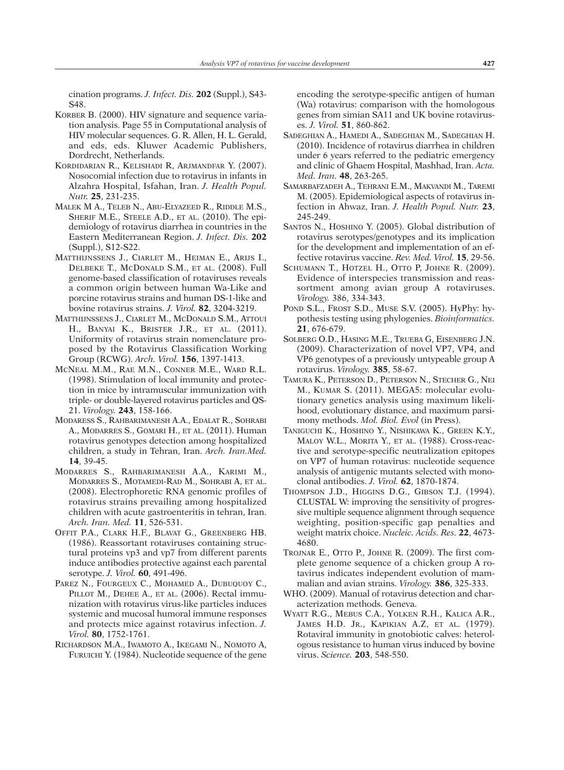cination programs. *J. Infect. Dis.* **202** (Suppl.), S43-S48.

KORBER B. (2000). HIV signature and sequence variation analysis. Page 55 in Computational analysis of HIV molecular sequences. G. R. Allen, H. L. Gerald, and eds, eds. Kluwer Academic Publishers, Dordrecht, Netherlands.

KORDIDARIAN R., KELISHADI R, ARJMANDFAR Y. (2007). Nosocomial infection due to rotavirus in infants in Alzahra Hospital, Isfahan, Iran. *J. Health Popul. Nutr.* **25**, 231-235.

MALEK M A., TELEB N., ABU-ELYAZEED R., RIDDLE M.S., SHERIF M.E., STEELE A.D., ET AL. (2010). The epidemiology of rotavirus diarrhea in countries in the Eastern Mediterranean Region. *J. Infect. Dis.* **202** (Suppl.), S12-S22.

MATTHIJNSSENS J., CIARLET M., HEIMAN E., ARIJS I., DELBEKE T., MCDONALD S.M., ET AL. (2008). Full genome-based classification of rotaviruses reveals a common origin between human Wa-Like and porcine rotavirus strains and human DS-1-like and bovine rotavirus strains. *J. Virol.* **82**, 3204-3219.

MATTHIJNSSENS J., CIARLET M., MCDONALD S.M., ATTOUI H., BANYAI K., BRISTER J.R., ET AL. (2011). Uniformity of rotavirus strain nomenclature proposed by the Rotavirus Classification Working Group (RCWG). *Arch. Virol.* **156**, 1397-1413.

MCNEAL M.M., RAE M.N., CONNER M.E., WARD R.L. (1998). Stimulation of local immunity and protection in mice by intramuscular immunization with triple- or double-layered rotavirus particles and QS-21. *Virology.* **243**, 158-166.

MODARESS S., RAHBARIMANESH A.A., EDALAT R., SOHRABI A., MODARRES S., GOMARI H., ET AL. (2011). Human rotavirus genotypes detection among hospitalized children, a study in Tehran, Iran. *Arch. Iran.Med.* **14**, 39-45.

MODARRES S., RAHBARIMANESH A.A., KARIMI M., MODARRES S., MOTAMEDI-RAD M., SOHRABI A, ET AL. (2008). Electrophoretic RNA genomic profiles of rotavirus strains prevailing among hospitalized children with acute gastroenteritis in tehran, Iran. *Arch. Iran. Med.* **11**, 526-531.

OFFIT P.A., CLARK H.F., BLAVAT G., GREENBERG HB. (1986). Reassortant rotaviruses containing structural proteins vp3 and vp7 from different parents induce antibodies protective against each parental serotype. *J. Virol.* **60**, 491-496.

PAREZ N., FOURGEUX C., MOHAMED A., DUBUQUOY C., PILLOT M., DEHEE A., ET AL. (2006). Rectal immunization with rotavirus virus-like particles induces systemic and mucosal humoral immune responses and protects mice against rotavirus infection. *J. Virol.* **80**, 1752-1761.

RICHARDSON M.A., IWAMOTO A., IKEGAMI N., NOMOTO A, FURUICHI Y. (1984). Nucleotide sequence of the gene encoding the serotype-specific antigen of human (Wa) rotavirus: comparison with the homologous genes from simian SA11 and UK bovine rotaviruses. *J. Virol.* **51**, 860-862.

SADEGHIAN A., HAMEDI A., SADEGHIAN M., SADEGHIAN H. (2010). Incidence of rotavirus diarrhea in children under 6 years referred to the pediatric emergency and clinic of Ghaem Hospital, Mashhad, Iran. *Acta. Med. Iran.* **48**, 263-265.

SAMARBAFZADEH A., TEHRANI E.M., MAKVANDI M., TAREMI M. (2005). Epidemiological aspects of rotavirus infection in Ahwaz, Iran. *J. Health Popul. Nutr.* **23**, 245-249.

SANTOS N., HOSHINO Y. (2005). Global distribution of rotavirus serotypes/genotypes and its implication for the development and implementation of an effective rotavirus vaccine. *Rev. Med. Virol.* **15**, 29-56.

SCHUMANN T., HOTZEL H., OTTO P, JOHNE R. (2009). Evidence of interspecies transmission and reassortment among avian group A rotaviruses. *Virology.* 386, 334-343.

POND S.L., FROST S.D., MUSE S.V. (2005). HyPhy: hypothesis testing using phylogenies. *Bioinformatics.* **21**, 676-679.

SOLBERG O.D., HASING M.E., TRUEBA G, EISENBERG J.N. (2009). Characterization of novel VP7, VP4, and VP6 genotypes of a previously untypeable group A rotavirus. *Virology.* **385**, 58-67.

TAMURA K., PETERSON D., PETERSON N., STECHER G., NEI M., KUMAR S. (2011). MEGA5: molecular evolutionary genetics analysis using maximum likelihood, evolutionary distance, and maximum parsimony methods. *Mol. Biol. Evol* (in Press).

TANIGUCHI K., HOSHINO Y., NISHIKAWA K., GREEN K.Y., MALOY W.L., MORITA Y., ET AL. (1988). Cross-reactive and serotype-specific neutralization epitopes on VP7 of human rotavirus: nucleotide sequence analysis of antigenic mutants selected with monoclonal antibodies. *J. Virol.* **62**, 1870-1874.

THOMPSON J.D., HIGGINS D.G., GIBSON T.J. (1994). CLUSTAL W: improving the sensitivity of progressive multiple sequence alignment through sequence weighting, position-specific gap penalties and weight matrix choice. *Nucleic. Acids. Res.* **22**, 4673-4680.

TROJNAR E., OTTO P., JOHNE R. (2009). The first complete genome sequence of a chicken group A rotavirus indicates independent evolution of mammalian and avian strains. *Virology.* **386**, 325-333.

WHO. (2009). Manual of rotavirus detection and characterization methods. Geneva.

WYATT R.G., MEBUS C.A., YOLKEN R.H., KALICA A.R., JAMES H.D. JR., KAPIKIAN A.Z, ET AL. (1979). Rotaviral immunity in gnotobiotic calves: heterologous resistance to human virus induced by bovine virus. *Science.* **203**, 548-550.